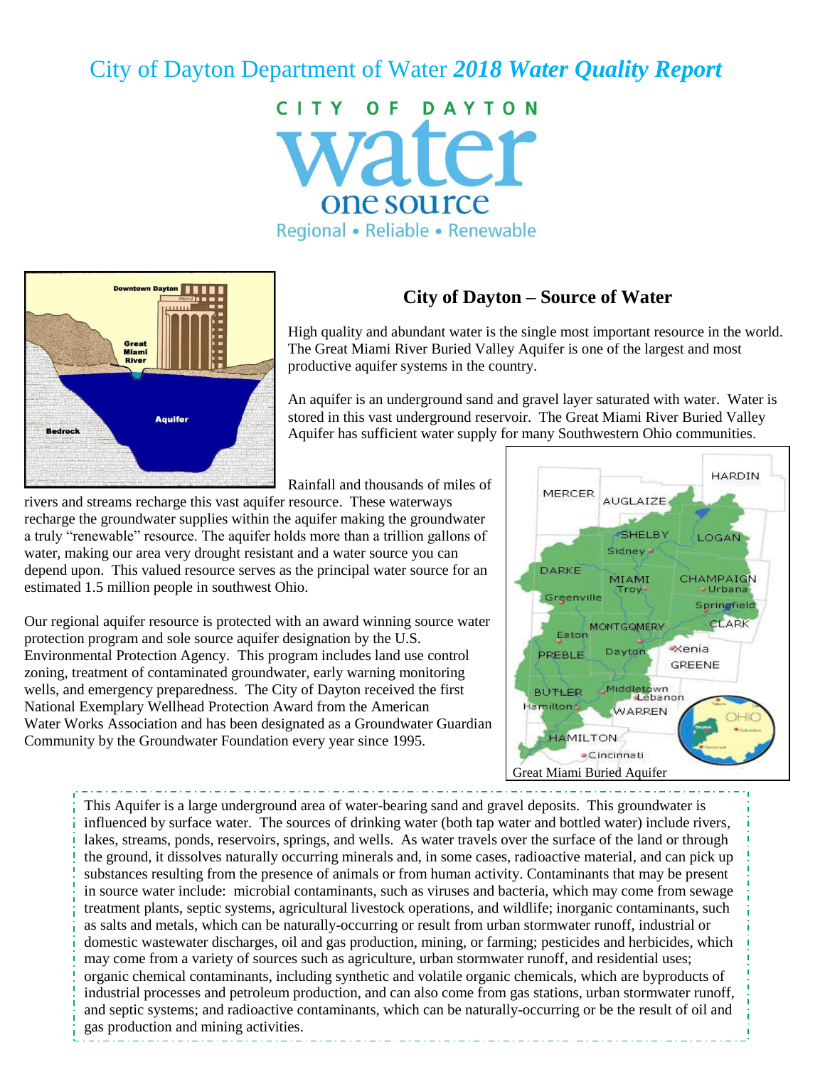# City of Dayton Department of Water *2018 Water Quality Report*

CITY OF DAYTON
water
one source
Regional • Reliable • Renewable

## City of Dayton – Source of Water

High quality and abundant water is the single most important resource in the world. The Great Miami River Buried Valley Aquifer is one of the largest and most productive aquifer systems in the country.

An aquifer is an underground sand and gravel layer saturated with water. Water is stored in this vast underground reservoir. The Great Miami River Buried Valley Aquifer has sufficient water supply for many Southwestern Ohio communities.

Rainfall and thousands of miles of rivers and streams recharge this vast aquifer resource. These waterways recharge the groundwater supplies within the aquifer making the groundwater a truly "renewable" resource. The aquifer holds more than a trillion gallons of water, making our area very drought resistant and a water source you can depend upon. This valued resource serves as the principal water source for an estimated 1.5 million people in southwest Ohio.

Our regional aquifer resource is protected with an award winning source water protection program and sole source aquifer designation by the U.S. Environmental Protection Agency. This program includes land use control zoning, treatment of contaminated groundwater, early warning monitoring wells, and emergency preparedness. The City of Dayton received the first National Exemplary Wellhead Protection Award from the American Water Works Association and has been designated as a Groundwater Guardian Community by the Groundwater Foundation every year since 1995.

Great Miami Buried Aquifer

This Aquifer is a large underground area of water-bearing sand and gravel deposits. This groundwater is influenced by surface water. The sources of drinking water (both tap water and bottled water) include rivers, lakes, streams, ponds, reservoirs, springs, and wells. As water travels over the surface of the land or through the ground, it dissolves naturally occurring minerals and, in some cases, radioactive material, and can pick up substances resulting from the presence of animals or from human activity. Contaminants that may be present in source water include: microbial contaminants, such as viruses and bacteria, which may come from sewage treatment plants, septic systems, agricultural livestock operations, and wildlife; inorganic contaminants, such as salts and metals, which can be naturally-occurring or result from urban stormwater runoff, industrial or domestic wastewater discharges, oil and gas production, mining, or farming; pesticides and herbicides, which may come from a variety of sources such as agriculture, urban stormwater runoff, and residential uses; organic chemical contaminants, including synthetic and volatile organic chemicals, which are byproducts of industrial processes and petroleum production, and can also come from gas stations, urban stormwater runoff, and septic systems; and radioactive contaminants, which can be naturally-occurring or be the result of oil and gas production and mining activities.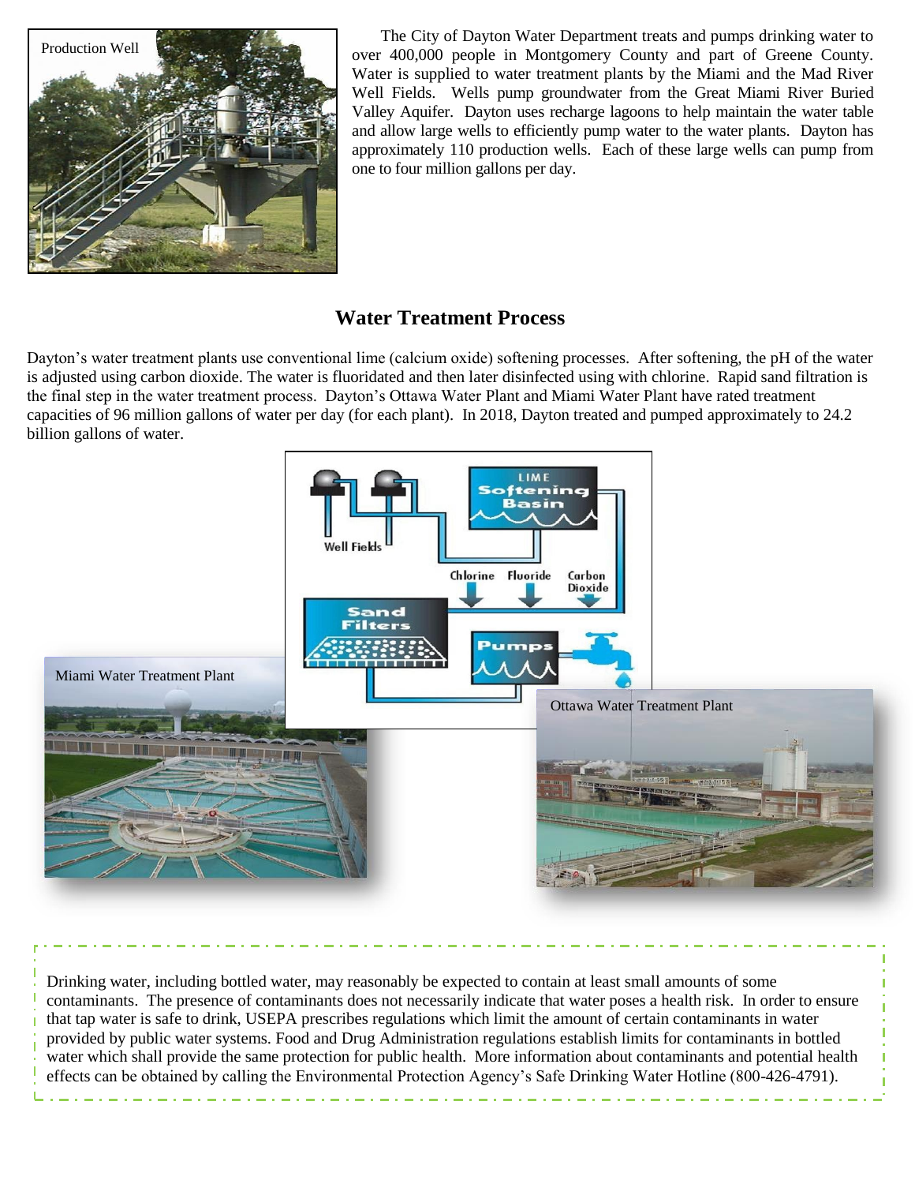Production Well

The City of Dayton Water Department treats and pumps drinking water to over 400,000 people in Montgomery County and part of Greene County. Water is supplied to water treatment plants by the Miami and the Mad River Well Fields. Wells pump groundwater from the Great Miami River Buried Valley Aquifer. Dayton uses recharge lagoons to help maintain the water table and allow large wells to efficiently pump water to the water plants. Dayton has approximately 110 production wells. Each of these large wells can pump from one to four million gallons per day.

## Water Treatment Process

Dayton's water treatment plants use conventional lime (calcium oxide) softening processes. After softening, the pH of the water is adjusted using carbon dioxide. The water is fluoridated and then later disinfected using with chlorine. Rapid sand filtration is the final step in the water treatment process. Dayton's Ottawa Water Plant and Miami Water Plant have rated treatment capacities of 96 million gallons of water per day (for each plant). In 2018, Dayton treated and pumped approximately to 24.2 billion gallons of water.

Well Fields — LIME Softening Basin — Chlorine — Fluoride — Carbon Dioxide — Sand Filters — Pumps

Miami Water Treatment Plant

Ottawa Water Treatment Plant

Drinking water, including bottled water, may reasonably be expected to contain at least small amounts of some contaminants. The presence of contaminants does not necessarily indicate that water poses a health risk. In order to ensure that tap water is safe to drink, USEPA prescribes regulations which limit the amount of certain contaminants in water provided by public water systems. Food and Drug Administration regulations establish limits for contaminants in bottled water which shall provide the same protection for public health. More information about contaminants and potential health effects can be obtained by calling the Environmental Protection Agency's Safe Drinking Water Hotline (800-426-4791).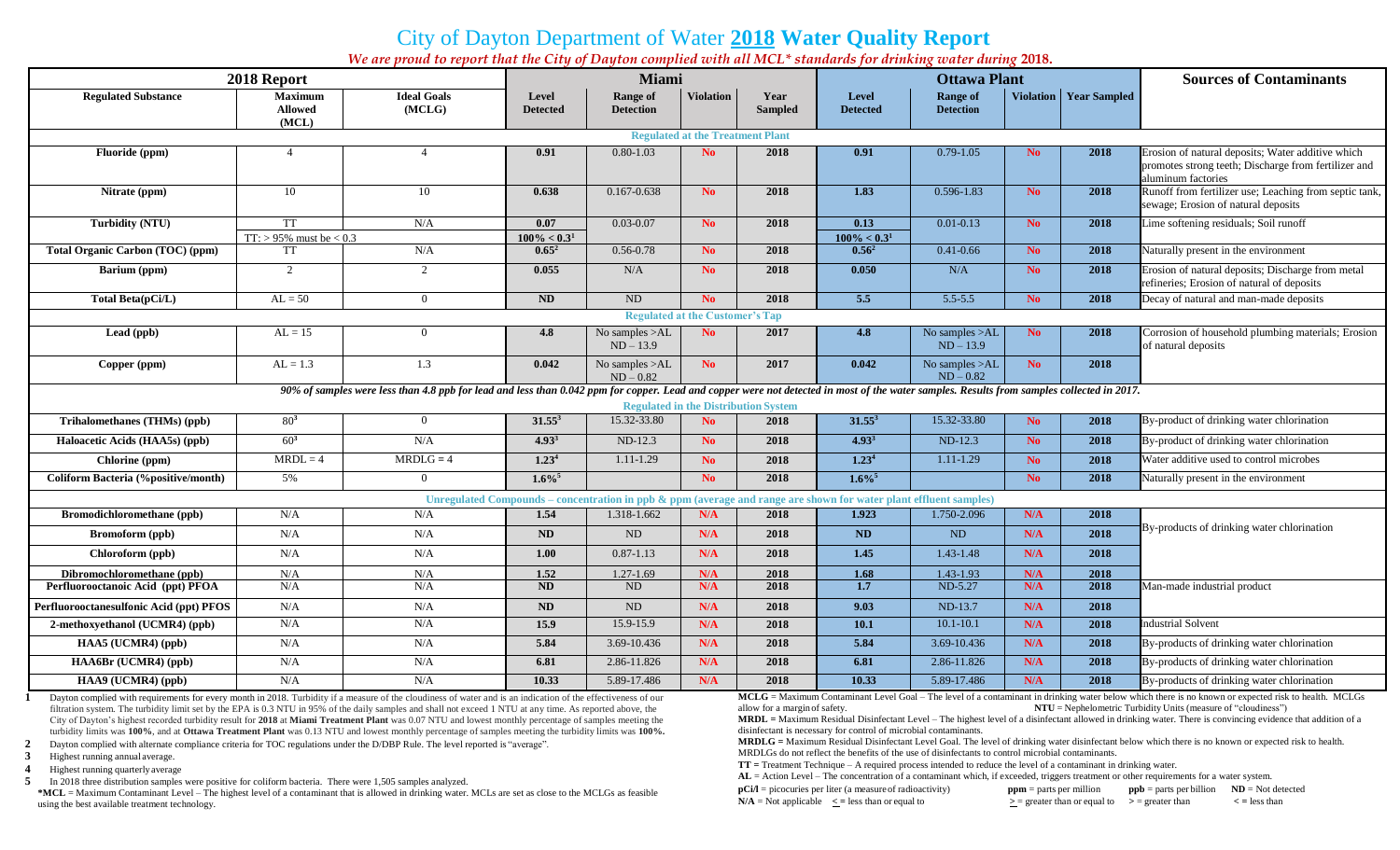# City of Dayton Department of Water **2018** Water Quality Report

*We are proud to report that the City of Dayton complied with all MCL* standards for drinking water during* **2018.**

| 2018 Report | | | Miami | | | | Ottawa Plant | | | | Sources of Contaminants |
|---|---|---|---|---|---|---|---|---|---|---|---|
| **Regulated Substance** | **Maximum Allowed (MCL)** | **Ideal Goals (MCLG)** | **Level Detected** | **Range of Detection** | **Violation** | **Year Sampled** | **Level Detected** | **Range of Detection** | **Violation** | **Year Sampled** | |
| **Regulated at the Treatment Plant** | | | | | | | | | | | |
| **Fluoride (ppm)** | 4 | 4 | **0.91** | 0.80-1.03 | **No** | **2018** | **0.91** | 0.79-1.05 | **No** | **2018** | Erosion of natural deposits; Water additive which promotes strong teeth; Discharge from fertilizer and aluminum factories |
| **Nitrate (ppm)** | 10 | 10 | **0.638** | 0.167-0.638 | **No** | **2018** | **1.83** | 0.596-1.83 | **No** | **2018** | Runoff from fertilizer use; Leaching from septic tank, sewage; Erosion of natural deposits |
| **Turbidity (NTU)** | TT<br>TT: > 95% must be < 0.3 | N/A | **0.07**<br>**100% < 0.3**[1] | 0.03-0.07 | **No** | **2018** | **0.13**<br>**100% < 0.3**[1] | 0.01-0.13 | **No** | **2018** | Lime softening residuals; Soil runoff |
| **Total Organic Carbon (TOC) (ppm)** | TT | N/A | **0.65**[2] | 0.56-0.78 | **No** | **2018** | **0.56**[2] | 0.41-0.66 | **No** | **2018** | Naturally present in the environment |
| **Barium (ppm)** | 2 | 2 | **0.055** | N/A | **No** | **2018** | **0.050** | N/A | **No** | **2018** | Erosion of natural deposits; Discharge from metal refineries; Erosion of natural of deposits |
| **Total Beta(pCi/L)** | AL = 50 | 0 | **ND** | ND | **No** | **2018** | **5.5** | 5.5-5.5 | **No** | **2018** | Decay of natural and man-made deposits |
| **Regulated at the Customer's Tap** | | | | | | | | | | | |
| **Lead (ppb)** | AL = 15 | 0 | **4.8** | No samples >AL ND – 13.9 | **No** | **2017** | **4.8** | No samples >AL ND – 13.9 | **No** | **2018** | Corrosion of household plumbing materials; Erosion of natural deposits |
| **Copper (ppm)** | AL = 1.3 | 1.3 | **0.042** | No samples >AL ND – 0.82 | **No** | **2017** | **0.042** | No samples >AL ND – 0.82 | **No** | **2018** | |
| *90% of samples were less than 4.8 ppb for lead and less than 0.042 ppm for copper. Lead and copper were not detected in most of the water samples. Results from samples collected in 2017.* | | | | | | | | | | | |
| **Regulated in the Distribution System** | | | | | | | | | | | |
| **Trihalomethanes (THMs) (ppb)** | 80[3] | 0 | **31.55**[3] | 15.32-33.80 | **No** | **2018** | **31.55**[3] | 15.32-33.80 | **No** | **2018** | By-product of drinking water chlorination |
| **Haloacetic Acids (HAA5s) (ppb)** | 60[3] | N/A | **4.93**[3] | ND-12.3 | **No** | **2018** | **4.93**[3] | ND-12.3 | **No** | **2018** | By-product of drinking water chlorination |
| **Chlorine (ppm)** | MRDL = 4 | MRDLG = 4 | **1.23**[4] | 1.11-1.29 | **No** | **2018** | **1.23**[4] | 1.11-1.29 | **No** | **2018** | Water additive used to control microbes |
| **Coliform Bacteria (%positive/month)** | 5% | 0 | **1.6%**[5] | | **No** | **2018** | **1.6%**[5] | | **No** | **2018** | Naturally present in the environment |
| **Unregulated Compounds – concentration in ppb & ppm (average and range are shown for water plant effluent samples)** | | | | | | | | | | | |
| **Bromodichloromethane (ppb)** | N/A | N/A | **1.54** | 1.318-1.662 | **N/A** | **2018** | **1.923** | 1.750-2.096 | **N/A** | **2018** | By-products of drinking water chlorination |
| **Bromoform (ppb)** | N/A | N/A | **ND** | ND | **N/A** | **2018** | **ND** | ND | **N/A** | **2018** | |
| **Chloroform (ppb)** | N/A | N/A | **1.00** | 0.87-1.13 | **N/A** | **2018** | **1.45** | 1.43-1.48 | **N/A** | **2018** | |
| **Dibromochloromethane (ppb)** | N/A | N/A | **1.52** | 1.27-1.69 | **N/A** | **2018** | **1.68** | 1.43-1.93 | **N/A** | **2018** | |
| **Perfluorooctanoic Acid (ppt) PFOA** | N/A | N/A | **ND** | ND | **N/A** | **2018** | **1.7** | ND-5.27 | **N/A** | **2018** | Man-made industrial product |
| **Perfluorooctanesulfonic Acid (ppt) PFOS** | N/A | N/A | **ND** | ND | **N/A** | **2018** | **9.03** | ND-13.7 | **N/A** | **2018** | |
| **2-methoxyethanol (UCMR4) (ppb)** | N/A | N/A | **15.9** | 15.9-15.9 | **N/A** | **2018** | **10.1** | 10.1-10.1 | **N/A** | **2018** | Industrial Solvent |
| **HAA5 (UCMR4) (ppb)** | N/A | N/A | **5.84** | 3.69-10.436 | **N/A** | **2018** | **5.84** | 3.69-10.436 | **N/A** | **2018** | By-products of drinking water chlorination |
| **HAA6Br (UCMR4) (ppb)** | N/A | N/A | **6.81** | 2.86-11.826 | **N/A** | **2018** | **6.81** | 2.86-11.826 | **N/A** | **2018** | By-products of drinking water chlorination |
| **HAA9 (UCMR4) (ppb)** | N/A | N/A | **10.33** | 5.89-17.486 | **N/A** | **2018** | **10.33** | 5.89-17.486 | **N/A** | **2018** | By-products of drinking water chlorination |

1. Dayton complied with requirements for every month in 2018. Turbidity if a measure of the cloudiness of water and is an indication of the effectiveness of our filtration system. The turbidity limit set by the EPA is 0.3 NTU in 95% of the daily samples and shall not exceed 1 NTU at any time. As reported above, the City of Dayton's highest recorded turbidity result for **2018** at **Miami Treatment Plant** was 0.07 NTU and lowest monthly percentage of samples meeting the turbidity limits was **100%**, and at **Ottawa Treatment Plant** was 0.13 NTU and lowest monthly percentage of samples meeting the turbidity limits was **100%.**
2. Dayton complied with alternate compliance criteria for TOC regulations under the D/DBP Rule. The level reported is "average".
3. Highest running annual average.
4. Highest running quarterly average
5. In 2018 three distribution samples were positive for coliform bacteria. There were 1,505 samples analyzed.

***MCL** = Maximum Contaminant Level – The highest level of a contaminant that is allowed in drinking water. MCLs are set as close to the MCLGs as feasible using the best available treatment technology.

**MCLG** = Maximum Contaminant Level Goal – The level of a contaminant in drinking water below which there is no known or expected risk to health. MCLGs allow for a margin of safety.

**NTU** = Nephelometric Turbidity Units (measure of "cloudiness")

**MRDL** = Maximum Residual Disinfectant Level – The highest level of a disinfectant allowed in drinking water. There is convincing evidence that addition of a disinfectant is necessary for control of microbial contaminants.

**MRDLG =** Maximum Residual Disinfectant Goal. The level of drinking water disinfectant below which there is no known or expected risk to health. MRDLGs do not reflect the benefits of the use of disinfectants to control microbial contaminants.

**TT =** Treatment Technique – A required process intended to reduce the level of a contaminant in drinking water.

**AL** = Action Level – The concentration of a contaminant which, if exceeded, triggers treatment or other requirements for a water system.

**pCi/l** = picocuries per liter (a measure of radioactivity) **ppm** = parts per million **ppb** = parts per billion **ND** = Not detected

**N/A** = Not applicable **<=** less than or equal to **>=** greater than or equal to **>** = greater than **<** = less than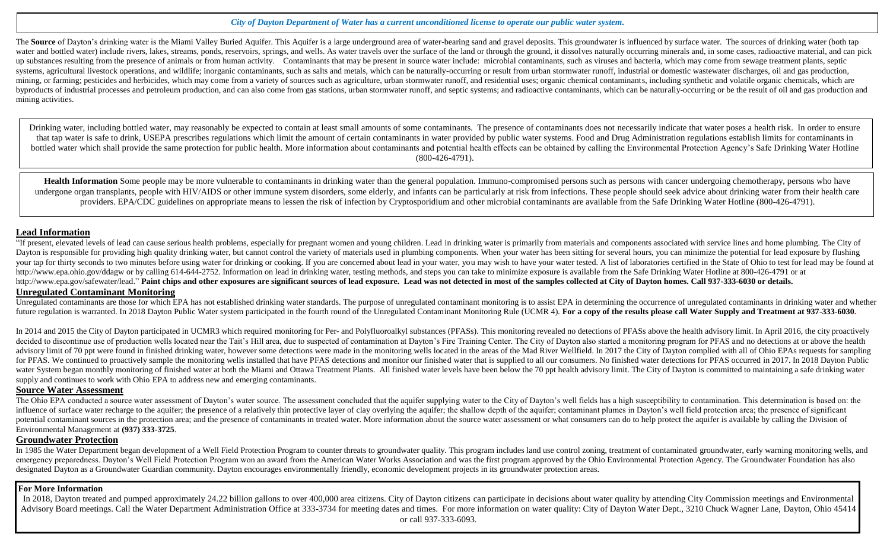*City of Dayton Department of Water has a current unconditioned license to operate our public water system.*

The **Source** of Dayton's drinking water is the Miami Valley Buried Aquifer. This Aquifer is a large underground area of water-bearing sand and gravel deposits. This groundwater is influenced by surface water. The sources of drinking water (both tap water and bottled water) include rivers, lakes, streams, ponds, reservoirs, springs, and wells. As water travels over the surface of the land or through the ground, it dissolves naturally occurring minerals and, in some cases, radioactive material, and can pick up substances resulting from the presence of animals or from human activity. Contaminants that may be present in source water include: microbial contaminants, such as viruses and bacteria, which may come from sewage treatment plants, septic systems, agricultural livestock operations, and wildlife; inorganic contaminants, such as salts and metals, which can be naturally-occurring or result from urban stormwater runoff, industrial or domestic wastewater discharges, oil and gas production, mining, or farming; pesticides and herbicides, which may come from a variety of sources such as agriculture, urban stormwater runoff, and residential uses; organic chemical contaminants, including synthetic and volatile organic chemicals, which are byproducts of industrial processes and petroleum production, and can also come from gas stations, urban stormwater runoff, and septic systems; and radioactive contaminants, which can be naturally-occurring or be the result of oil and gas production and mining activities.

Drinking water, including bottled water, may reasonably be expected to contain at least small amounts of some contaminants. The presence of contaminants does not necessarily indicate that water poses a health risk. In order to ensure that tap water is safe to drink, USEPA prescribes regulations which limit the amount of certain contaminants in water provided by public water systems. Food and Drug Administration regulations establish limits for contaminants in bottled water which shall provide the same protection for public health. More information about contaminants and potential health effects can be obtained by calling the Environmental Protection Agency's Safe Drinking Water Hotline (800-426-4791).

**Health Information** Some people may be more vulnerable to contaminants in drinking water than the general population. Immuno-compromised persons such as persons with cancer undergoing chemotherapy, persons who have undergone organ transplants, people with HIV/AIDS or other immune system disorders, some elderly, and infants can be particularly at risk from infections. These people should seek advice about drinking water from their health care providers. EPA/CDC guidelines on appropriate means to lessen the risk of infection by Cryptosporidium and other microbial contaminants are available from the Safe Drinking Water Hotline (800-426-4791).

## Lead Information

"If present, elevated levels of lead can cause serious health problems, especially for pregnant women and young children. Lead in drinking water is primarily from materials and components associated with service lines and home plumbing. The City of Dayton is responsible for providing high quality drinking water, but cannot control the variety of materials used in plumbing components. When your water has been sitting for several hours, you can minimize the potential for lead exposure by flushing your tap for thirty seconds to two minutes before using water for drinking or cooking. If you are concerned about lead in your water, you may wish to have your water tested. A list of laboratories certified in the State of Ohio to test for lead may be found at http://www.epa.ohio.gov/ddagw or by calling 614-644-2752. Information on lead in drinking water, testing methods, and steps you can take to minimize exposure is available from the Safe Drinking Water Hotline at 800-426-4791 or at http://www.epa.gov/safewater/lead." **Paint chips and other exposures are significant sources of lead exposure. Lead was not detected in most of the samples collected at City of Dayton homes. Call 937-333-6030 or details.**

## Unregulated Contaminant Monitoring

Unregulated contaminants are those for which EPA has not established drinking water standards. The purpose of unregulated contaminant monitoring is to assist EPA in determining the occurrence of unregulated contaminants in drinking water and whether future regulation is warranted. In 2018 Dayton Public Water system participated in the fourth round of the Unregulated Contaminant Monitoring Rule (UCMR 4). **For a copy of the results please call Water Supply and Treatment at 937-333-6030.**

In 2014 and 2015 the City of Dayton participated in UCMR3 which required monitoring for Per- and Polyfluoroalkyl substances (PFASs). This monitoring revealed no detections of PFASs above the health advisory limit. In April 2016, the city proactively decided to discontinue use of production wells located near the Tait's Hill area, due to suspected of contamination at Dayton's Fire Training Center. The City of Dayton also started a monitoring program for PFAS and no detections at or above the health advisory limit of 70 ppt were found in finished drinking water, however some detections were made in the monitoring wells located in the areas of the Mad River Wellfield. In 2017 the City of Dayton complied with all of Ohio EPAs requests for sampling for PFAS. We continued to proactively sample the monitoring wells installed that have PFAS detections and monitor our finished water that is supplied to all our consumers. No finished water detections for PFAS occurred in 2017. In 2018 Dayton Public water System began monthly monitoring of finished water at both the Miami and Ottawa Treatment Plants. All finished water levels have been below the 70 ppt health advisory limit. The City of Dayton is committed to maintaining a safe drinking water supply and continues to work with Ohio EPA to address new and emerging contaminants.

## Source Water Assessment

The Ohio EPA conducted a source water assessment of Dayton's water source. The assessment concluded that the aquifer supplying water to the City of Dayton's well fields has a high susceptibility to contamination. This determination is based on: the influence of surface water recharge to the aquifer; the presence of a relatively thin protective layer of clay overlying the aquifer; the shallow depth of the aquifer; contaminant plumes in Dayton's well field protection area; the presence of significant potential contaminant sources in the protection area; and the presence of contaminants in treated water. More information about the source water assessment or what consumers can do to help protect the aquifer is available by calling the Division of Environmental Management at **(937) 333-3725**.

## Groundwater Protection

In 1985 the Water Department began development of a Well Field Protection Program to counter threats to groundwater quality. This program includes land use control zoning, treatment of contaminated groundwater, early warning monitoring wells, and emergency preparedness. Dayton's Well Field Protection Program won an award from the American Water Works Association and was the first program approved by the Ohio Environmental Protection Agency. The Groundwater Foundation has also designated Dayton as a Groundwater Guardian community. Dayton encourages environmentally friendly, economic development projects in its groundwater protection areas.

**For More Information**

In 2018, Dayton treated and pumped approximately 24.22 billion gallons to over 400,000 area citizens. City of Dayton citizens can participate in decisions about water quality by attending City Commission meetings and Environmental Advisory Board meetings. Call the Water Department Administration Office at 333-3734 for meeting dates and times. For more information on water quality: City of Dayton Water Dept., 3210 Chuck Wagner Lane, Dayton, Ohio 45414 or call 937-333-6093.